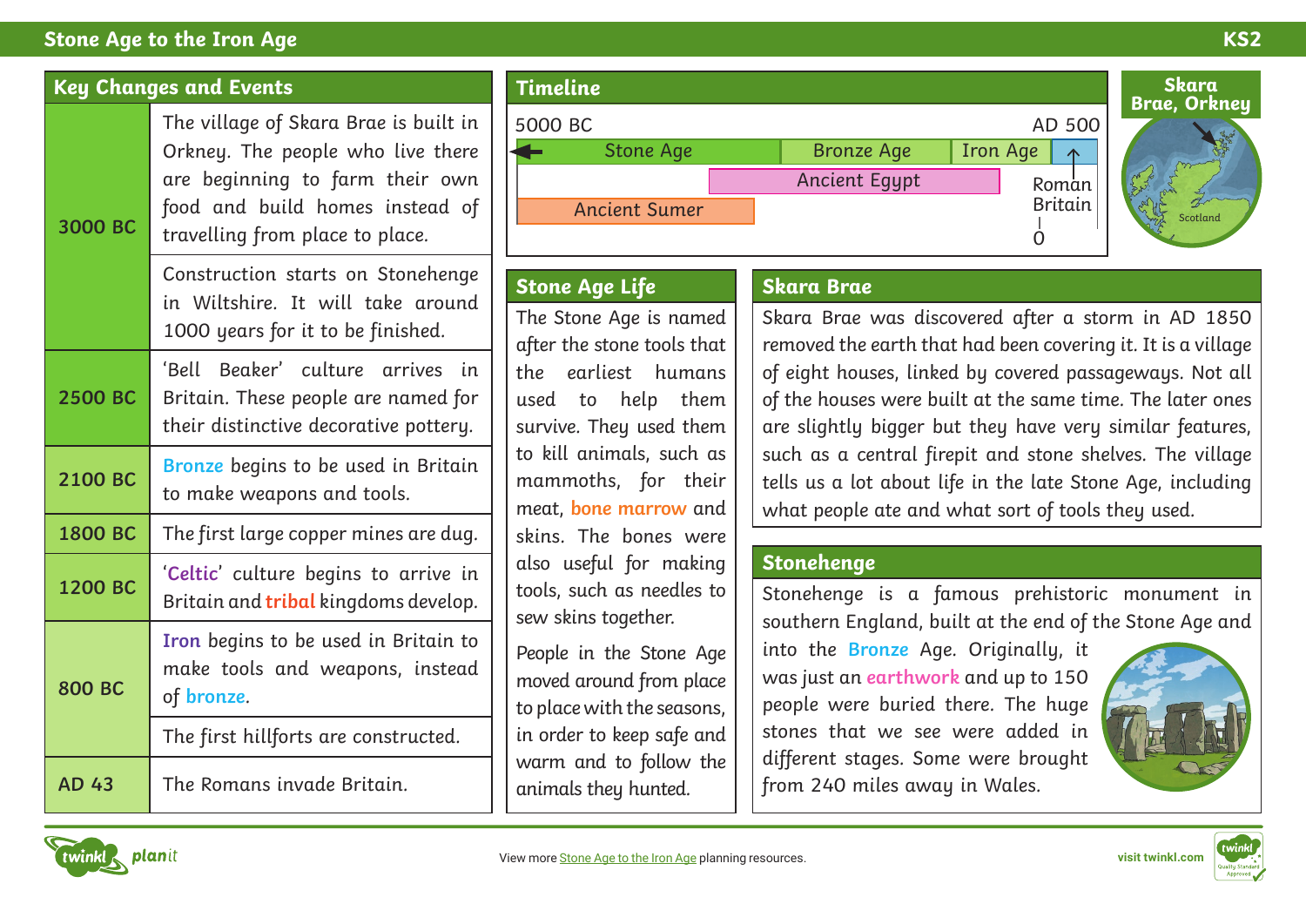# Stone Age to the Iron Age

KS2

## Key Changes and Events

| Date | Event |
| --- | --- |
| 3000 BC | The village of Skara Brae is built in Orkney. The people who live there are beginning to farm their own food and build homes instead of travelling from place to place. |
| | Construction starts on Stonehenge in Wiltshire. It will take around 1000 years for it to be finished. |
| 2500 BC | 'Bell Beaker' culture arrives in Britain. These people are named for their distinctive decorative pottery. |
| 2100 BC | **Bronze** begins to be used in Britain to make weapons and tools. |
| 1800 BC | The first large copper mines are dug. |
| 1200 BC | '**Celtic**' culture begins to arrive in Britain and **tribal** kingdoms develop. |
| 800 BC | **Iron** begins to be used in Britain to make tools and weapons, instead of **bronze**. |
| | The first hillforts are constructed. |
| AD 43 | The Romans invade Britain. |

## Timeline

5000 BC — AD 500

- Stone Age
- Bronze Age
- Iron Age
- Ancient Egypt
- Ancient Sumer
- Roman Britain
- 0

## Skara Brae, Orkney

Scotland

## Stone Age Life

The Stone Age is named after the stone tools that the earliest humans used to help them survive. They used them to kill animals, such as mammoths, for their meat, **bone marrow** and skins. The bones were also useful for making tools, such as needles to sew skins together.

People in the Stone Age moved around from place to place with the seasons, in order to keep safe and warm and to follow the animals they hunted.

## Skara Brae

Skara Brae was discovered after a storm in AD 1850 removed the earth that had been covering it. It is a village of eight houses, linked by covered passageways. Not all of the houses were built at the same time. The later ones are slightly bigger but they have very similar features, such as a central firepit and stone shelves. The village tells us a lot about life in the late Stone Age, including what people ate and what sort of tools they used.

## Stonehenge

Stonehenge is a famous prehistoric monument in southern England, built at the end of the Stone Age and into the **Bronze** Age. Originally, it was just an **earthwork** and up to 150 people were buried there. The huge stones that we see were added in different stages. Some were brought from 240 miles away in Wales.

View more Stone Age to the Iron Age planning resources.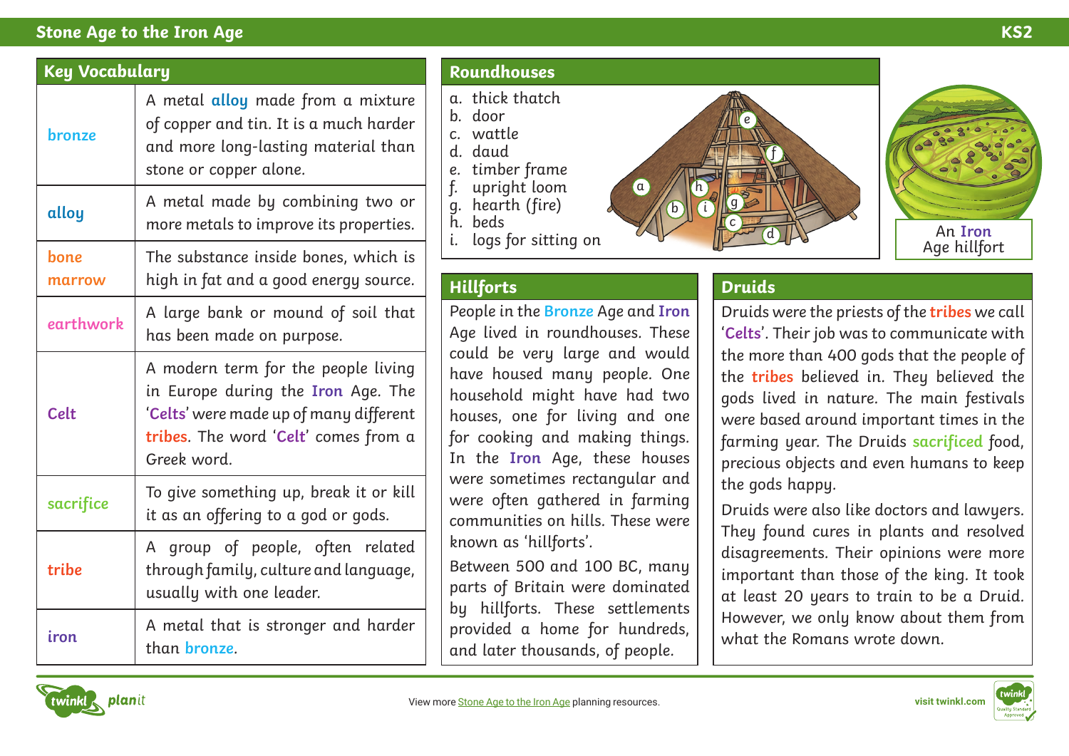# Stone Age to the Iron Age

KS2

## Key Vocabulary

| | |
|---|---|
| **bronze** | A metal **alloy** made from a mixture of copper and tin. It is a much harder and more long-lasting material than stone or copper alone. |
| **alloy** | A metal made by combining two or more metals to improve its properties. |
| **bone marrow** | The substance inside bones, which is high in fat and a good energy source. |
| **earthwork** | A large bank or mound of soil that has been made on purpose. |
| **Celt** | A modern term for the people living in Europe during the **Iron** Age. The '**Celts**' were made up of many different **tribes**. The word '**Celt**' comes from a Greek word. |
| **sacrifice** | To give something up, break it or kill it as an offering to a god or gods. |
| **tribe** | A group of people, often related through family, culture and language, usually with one leader. |
| **iron** | A metal that is stronger and harder than **bronze**. |

## Roundhouses

a. thick thatch
b. door
c. wattle
d. daud
e. timber frame
f. upright loom
g. hearth (fire)
h. beds
i. logs for sitting on

An **Iron** Age hillfort

## Hillforts

People in the **Bronze** Age and **Iron** Age lived in roundhouses. These could be very large and would have housed many people. One household might have had two houses, one for living and one for cooking and making things. In the **Iron** Age, these houses were sometimes rectangular and were often gathered in farming communities on hills. These were known as 'hillforts'.

Between 500 and 100 BC, many parts of Britain were dominated by hillforts. These settlements provided a home for hundreds, and later thousands, of people.

## Druids

Druids were the priests of the **tribes** we call '**Celts**'. Their job was to communicate with the more than 400 gods that the people of the **tribes** believed in. They believed the gods lived in nature. The main festivals were based around important times in the farming year. The Druids **sacrificed** food, precious objects and even humans to keep the gods happy.

Druids were also like doctors and lawyers. They found cures in plants and resolved disagreements. Their opinions were more important than those of the king. It took at least 20 years to train to be a Druid. However, we only know about them from what the Romans wrote down.

View more Stone Age to the Iron Age planning resources.